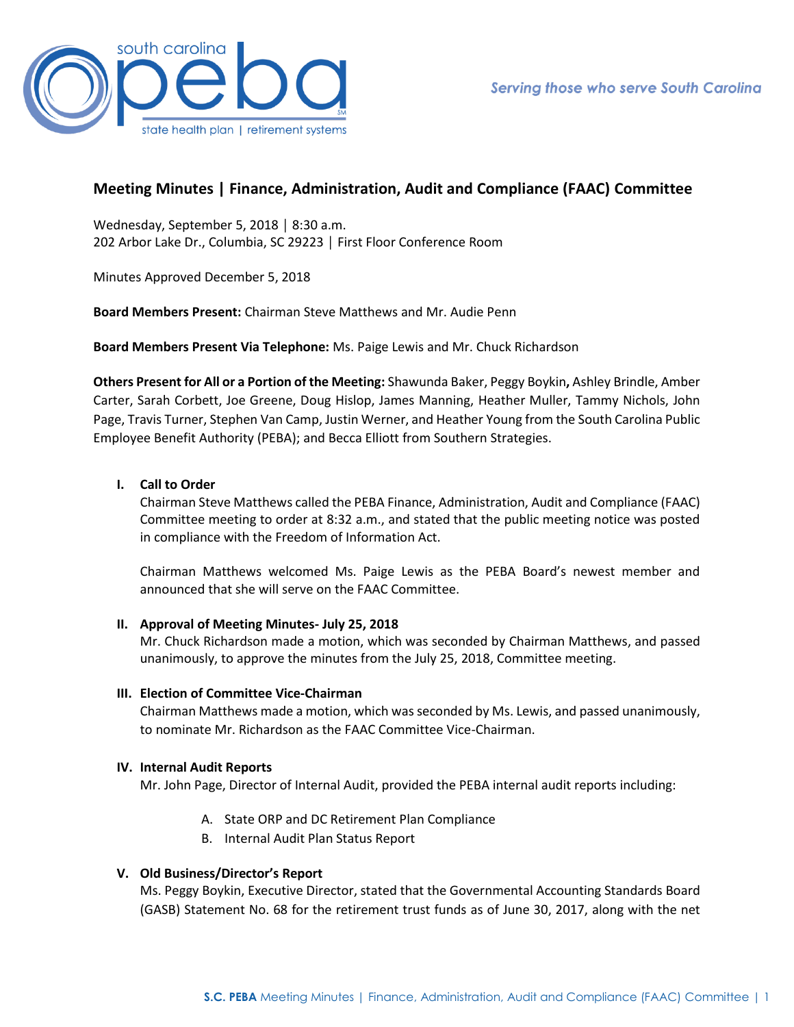# Meeting Minutes | Finance, Administration, Audit and Compliance (FAAC) Committee

Wednesday, September 5, 2018 │ 8:30 a.m.
202 Arbor Lake Dr., Columbia, SC 29223 │ First Floor Conference Room

Minutes Approved December 5, 2018

**Board Members Present:** Chairman Steve Matthews and Mr. Audie Penn

**Board Members Present Via Telephone:** Ms. Paige Lewis and Mr. Chuck Richardson

**Others Present for All or a Portion of the Meeting:** Shawunda Baker, Peggy Boykin**,** Ashley Brindle, Amber Carter, Sarah Corbett, Joe Greene, Doug Hislop, James Manning, Heather Muller, Tammy Nichols, John Page, Travis Turner, Stephen Van Camp, Justin Werner, and Heather Young from the South Carolina Public Employee Benefit Authority (PEBA); and Becca Elliott from Southern Strategies.

## I. Call to Order

Chairman Steve Matthews called the PEBA Finance, Administration, Audit and Compliance (FAAC) Committee meeting to order at 8:32 a.m., and stated that the public meeting notice was posted in compliance with the Freedom of Information Act.

Chairman Matthews welcomed Ms. Paige Lewis as the PEBA Board's newest member and announced that she will serve on the FAAC Committee.

## II. Approval of Meeting Minutes- July 25, 2018

Mr. Chuck Richardson made a motion, which was seconded by Chairman Matthews, and passed unanimously, to approve the minutes from the July 25, 2018, Committee meeting.

## III. Election of Committee Vice-Chairman

Chairman Matthews made a motion, which was seconded by Ms. Lewis, and passed unanimously, to nominate Mr. Richardson as the FAAC Committee Vice-Chairman.

## IV. Internal Audit Reports

Mr. John Page, Director of Internal Audit, provided the PEBA internal audit reports including:

A. State ORP and DC Retirement Plan Compliance
B. Internal Audit Plan Status Report

## V. Old Business/Director's Report

Ms. Peggy Boykin, Executive Director, stated that the Governmental Accounting Standards Board (GASB) Statement No. 68 for the retirement trust funds as of June 30, 2017, along with the net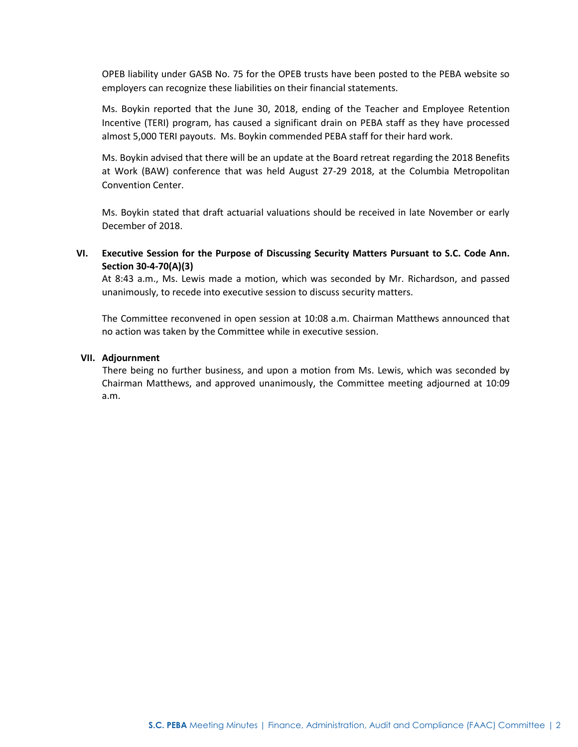OPEB liability under GASB No. 75 for the OPEB trusts have been posted to the PEBA website so employers can recognize these liabilities on their financial statements.

Ms. Boykin reported that the June 30, 2018, ending of the Teacher and Employee Retention Incentive (TERI) program, has caused a significant drain on PEBA staff as they have processed almost 5,000 TERI payouts. Ms. Boykin commended PEBA staff for their hard work.

Ms. Boykin advised that there will be an update at the Board retreat regarding the 2018 Benefits at Work (BAW) conference that was held August 27-29 2018, at the Columbia Metropolitan Convention Center.

Ms. Boykin stated that draft actuarial valuations should be received in late November or early December of 2018.

**VI. Executive Session for the Purpose of Discussing Security Matters Pursuant to S.C. Code Ann. Section 30-4-70(A)(3)**

At 8:43 a.m., Ms. Lewis made a motion, which was seconded by Mr. Richardson, and passed unanimously, to recede into executive session to discuss security matters.

The Committee reconvened in open session at 10:08 a.m. Chairman Matthews announced that no action was taken by the Committee while in executive session.

**VII. Adjournment**

There being no further business, and upon a motion from Ms. Lewis, which was seconded by Chairman Matthews, and approved unanimously, the Committee meeting adjourned at 10:09 a.m.